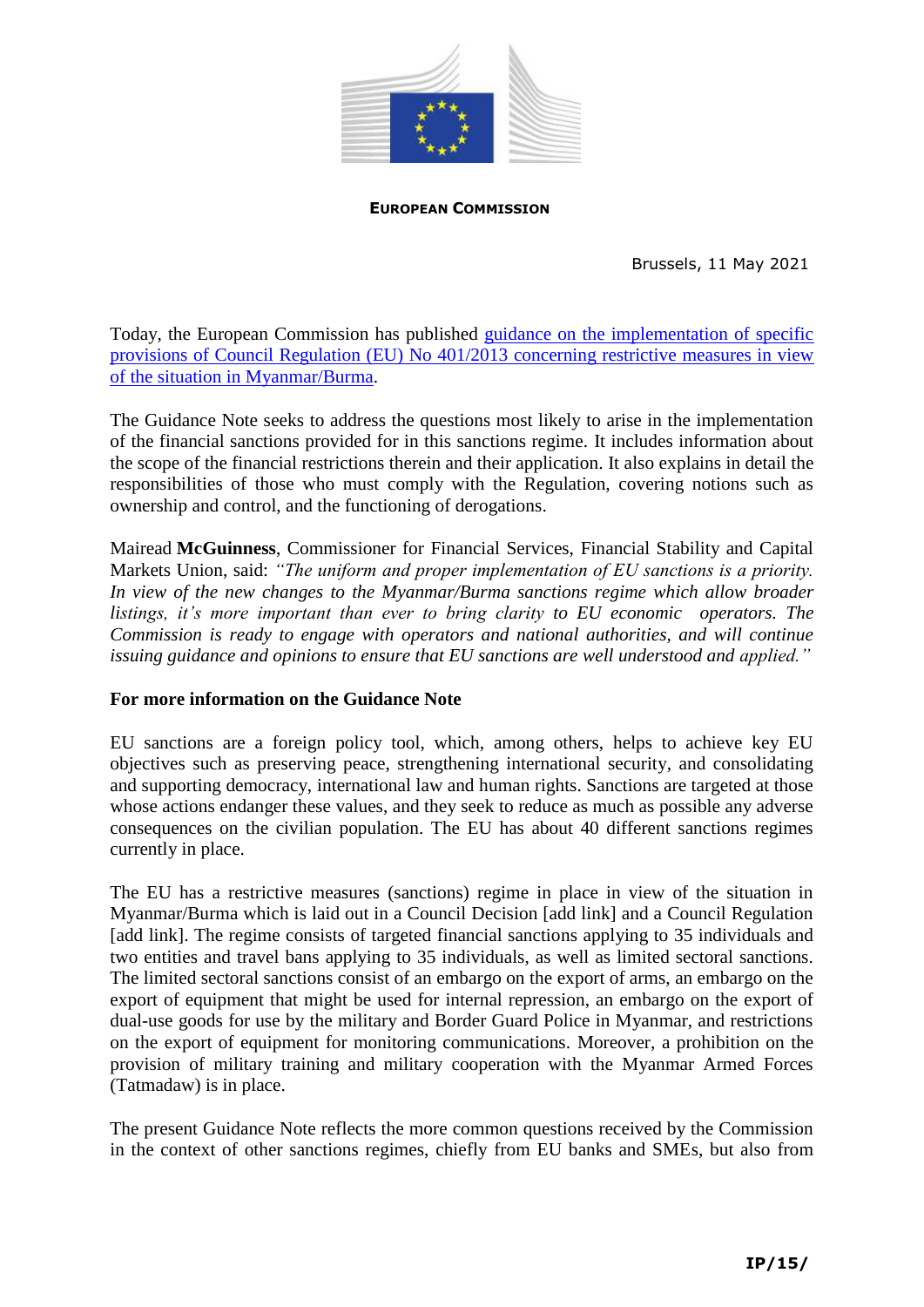**EUROPEAN COMMISSION**

Brussels, 11 May 2021

Today, the European Commission has published [guidance on the implementation of specific provisions of Council Regulation (EU) No 401/2013 concerning restrictive measures in view of the situation in Myanmar/Burma]().

The Guidance Note seeks to address the questions most likely to arise in the implementation of the financial sanctions provided for in this sanctions regime. It includes information about the scope of the financial restrictions therein and their application. It also explains in detail the responsibilities of those who must comply with the Regulation, covering notions such as ownership and control, and the functioning of derogations.

Mairead **McGuinness**, Commissioner for Financial Services, Financial Stability and Capital Markets Union, said: *"The uniform and proper implementation of EU sanctions is a priority. In view of the new changes to the Myanmar/Burma sanctions regime which allow broader listings, it's more important than ever to bring clarity to EU economic operators. The Commission is ready to engage with operators and national authorities, and will continue issuing guidance and opinions to ensure that EU sanctions are well understood and applied."*

**For more information on the Guidance Note**

EU sanctions are a foreign policy tool, which, among others, helps to achieve key EU objectives such as preserving peace, strengthening international security, and consolidating and supporting democracy, international law and human rights. Sanctions are targeted at those whose actions endanger these values, and they seek to reduce as much as possible any adverse consequences on the civilian population. The EU has about 40 different sanctions regimes currently in place.

The EU has a restrictive measures (sanctions) regime in place in view of the situation in Myanmar/Burma which is laid out in a Council Decision [add link] and a Council Regulation [add link]. The regime consists of targeted financial sanctions applying to 35 individuals and two entities and travel bans applying to 35 individuals, as well as limited sectoral sanctions. The limited sectoral sanctions consist of an embargo on the export of arms, an embargo on the export of equipment that might be used for internal repression, an embargo on the export of dual-use goods for use by the military and Border Guard Police in Myanmar, and restrictions on the export of equipment for monitoring communications. Moreover, a prohibition on the provision of military training and military cooperation with the Myanmar Armed Forces (Tatmadaw) is in place.

The present Guidance Note reflects the more common questions received by the Commission in the context of other sanctions regimes, chiefly from EU banks and SMEs, but also from

**IP/15/**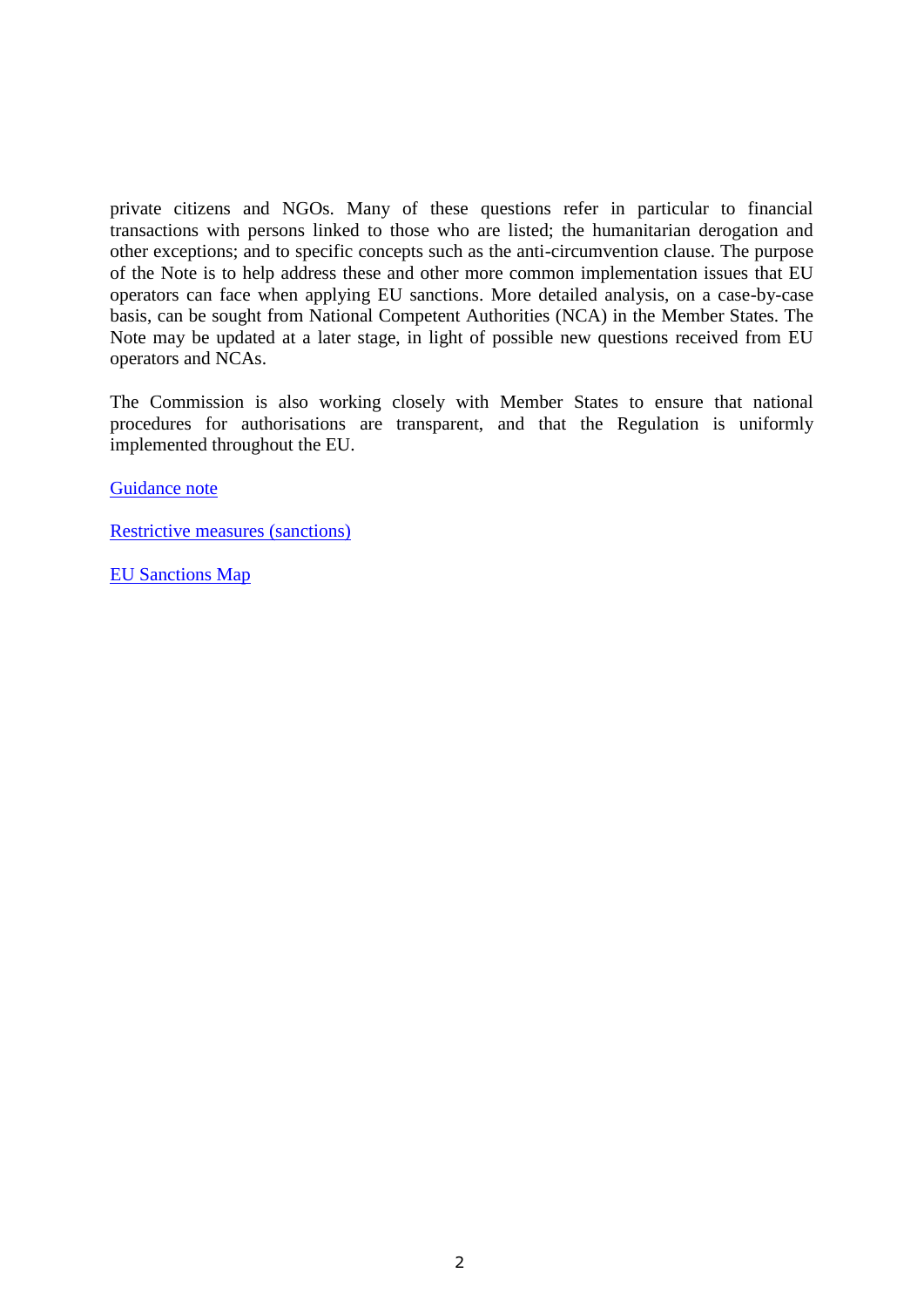private citizens and NGOs. Many of these questions refer in particular to financial transactions with persons linked to those who are listed; the humanitarian derogation and other exceptions; and to specific concepts such as the anti-circumvention clause. The purpose of the Note is to help address these and other more common implementation issues that EU operators can face when applying EU sanctions. More detailed analysis, on a case-by-case basis, can be sought from National Competent Authorities (NCA) in the Member States. The Note may be updated at a later stage, in light of possible new questions received from EU operators and NCAs.

The Commission is also working closely with Member States to ensure that national procedures for authorisations are transparent, and that the Regulation is uniformly implemented throughout the EU.

Guidance note

Restrictive measures (sanctions)

EU Sanctions Map